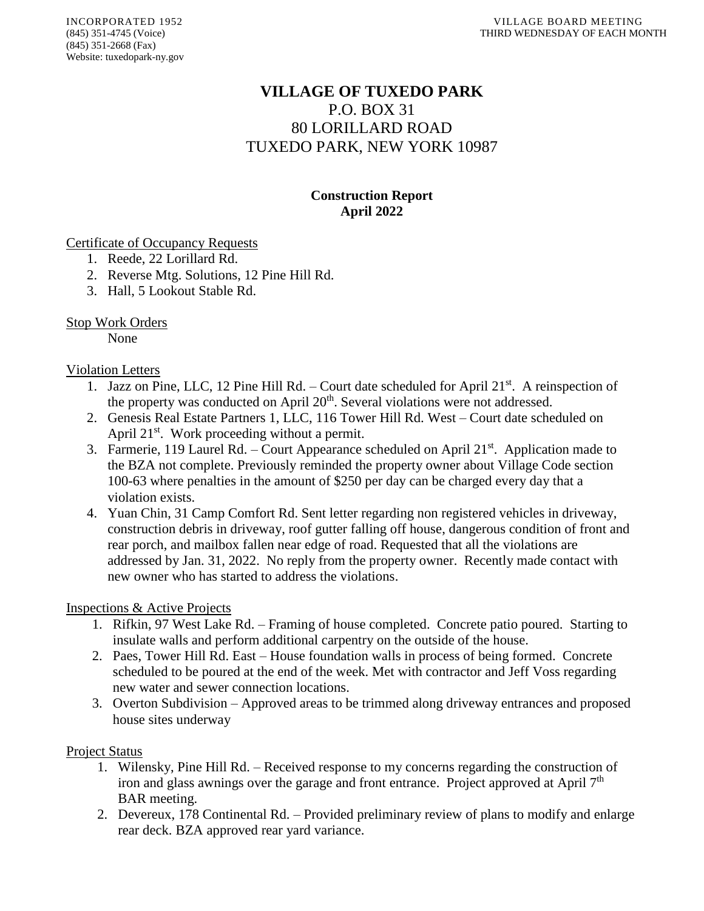INCORPORATED 1952
(845) 351-4745 (Voice)
(845) 351-2668 (Fax)
Website: tuxedopark-ny.gov

VILLAGE BOARD MEETING
THIRD WEDNESDAY OF EACH MONTH

# VILLAGE OF TUXEDO PARK

P.O. BOX 31
80 LORILLARD ROAD
TUXEDO PARK, NEW YORK 10987

## Construction Report
## April 2022

Certificate of Occupancy Requests

1. Reede, 22 Lorillard Rd.
2. Reverse Mtg. Solutions, 12 Pine Hill Rd.
3. Hall, 5 Lookout Stable Rd.

Stop Work Orders

None

Violation Letters

1. Jazz on Pine, LLC, 12 Pine Hill Rd. – Court date scheduled for April 21st. A reinspection of the property was conducted on April 20th. Several violations were not addressed.
2. Genesis Real Estate Partners 1, LLC, 116 Tower Hill Rd. West – Court date scheduled on April 21st. Work proceeding without a permit.
3. Farmerie, 119 Laurel Rd. – Court Appearance scheduled on April 21st. Application made to the BZA not complete. Previously reminded the property owner about Village Code section 100-63 where penalties in the amount of $250 per day can be charged every day that a violation exists.
4. Yuan Chin, 31 Camp Comfort Rd. Sent letter regarding non registered vehicles in driveway, construction debris in driveway, roof gutter falling off house, dangerous condition of front and rear porch, and mailbox fallen near edge of road. Requested that all the violations are addressed by Jan. 31, 2022. No reply from the property owner. Recently made contact with new owner who has started to address the violations.

Inspections & Active Projects

1. Rifkin, 97 West Lake Rd. – Framing of house completed. Concrete patio poured. Starting to insulate walls and perform additional carpentry on the outside of the house.
2. Paes, Tower Hill Rd. East – House foundation walls in process of being formed. Concrete scheduled to be poured at the end of the week. Met with contractor and Jeff Voss regarding new water and sewer connection locations.
3. Overton Subdivision – Approved areas to be trimmed along driveway entrances and proposed house sites underway

Project Status

1. Wilensky, Pine Hill Rd. – Received response to my concerns regarding the construction of iron and glass awnings over the garage and front entrance. Project approved at April 7th BAR meeting.
2. Devereux, 178 Continental Rd. – Provided preliminary review of plans to modify and enlarge rear deck. BZA approved rear yard variance.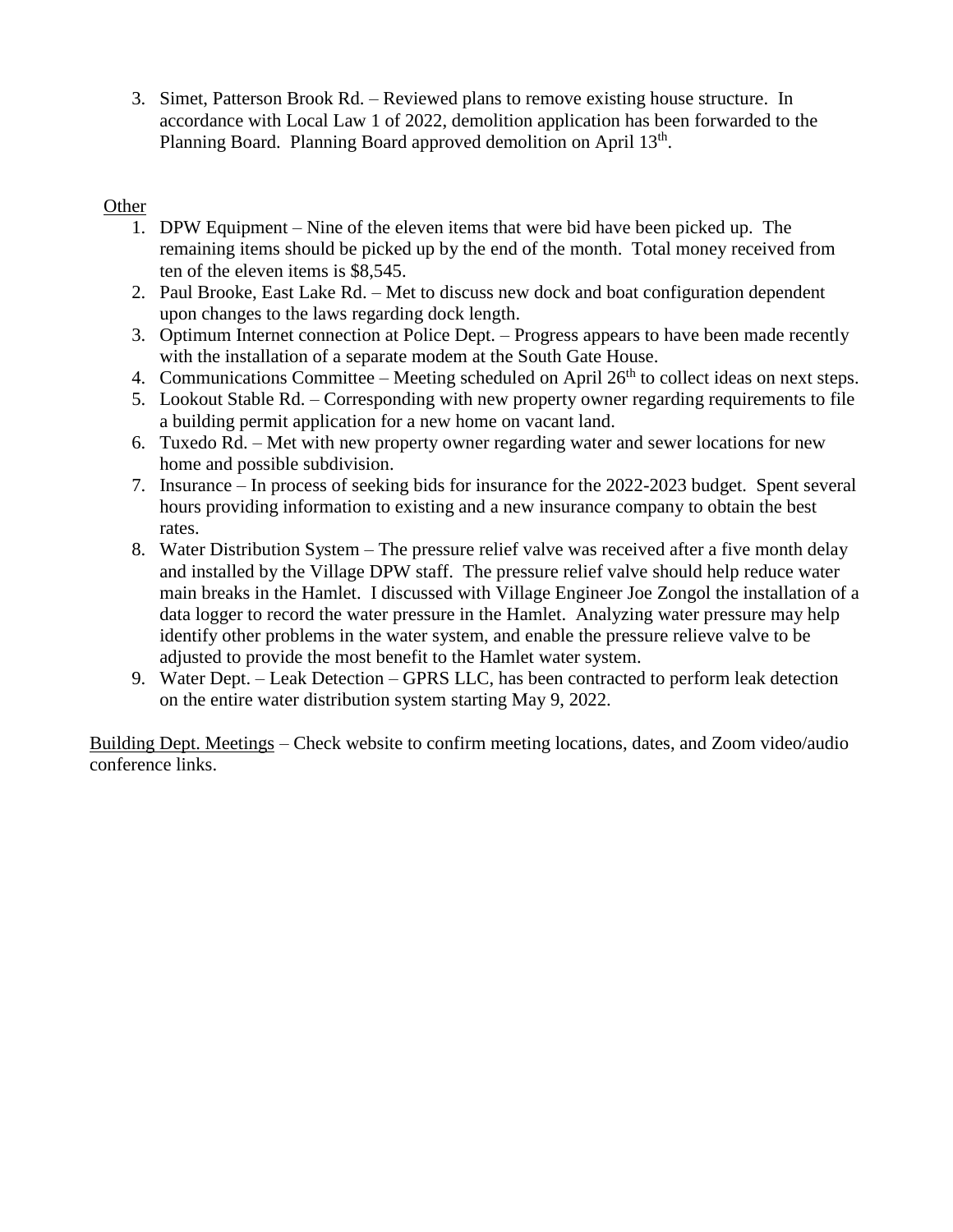3. Simet, Patterson Brook Rd. – Reviewed plans to remove existing house structure. In accordance with Local Law 1 of 2022, demolition application has been forwarded to the Planning Board. Planning Board approved demolition on April 13th.

Other

1. DPW Equipment – Nine of the eleven items that were bid have been picked up. The remaining items should be picked up by the end of the month. Total money received from ten of the eleven items is $8,545.
2. Paul Brooke, East Lake Rd. – Met to discuss new dock and boat configuration dependent upon changes to the laws regarding dock length.
3. Optimum Internet connection at Police Dept. – Progress appears to have been made recently with the installation of a separate modem at the South Gate House.
4. Communications Committee – Meeting scheduled on April 26th to collect ideas on next steps.
5. Lookout Stable Rd. – Corresponding with new property owner regarding requirements to file a building permit application for a new home on vacant land.
6. Tuxedo Rd. – Met with new property owner regarding water and sewer locations for new home and possible subdivision.
7. Insurance – In process of seeking bids for insurance for the 2022-2023 budget. Spent several hours providing information to existing and a new insurance company to obtain the best rates.
8. Water Distribution System – The pressure relief valve was received after a five month delay and installed by the Village DPW staff. The pressure relief valve should help reduce water main breaks in the Hamlet. I discussed with Village Engineer Joe Zongol the installation of a data logger to record the water pressure in the Hamlet. Analyzing water pressure may help identify other problems in the water system, and enable the pressure relieve valve to be adjusted to provide the most benefit to the Hamlet water system.
9. Water Dept. – Leak Detection – GPRS LLC, has been contracted to perform leak detection on the entire water distribution system starting May 9, 2022.

<u>Building Dept. Meetings</u> – Check website to confirm meeting locations, dates, and Zoom video/audio conference links.